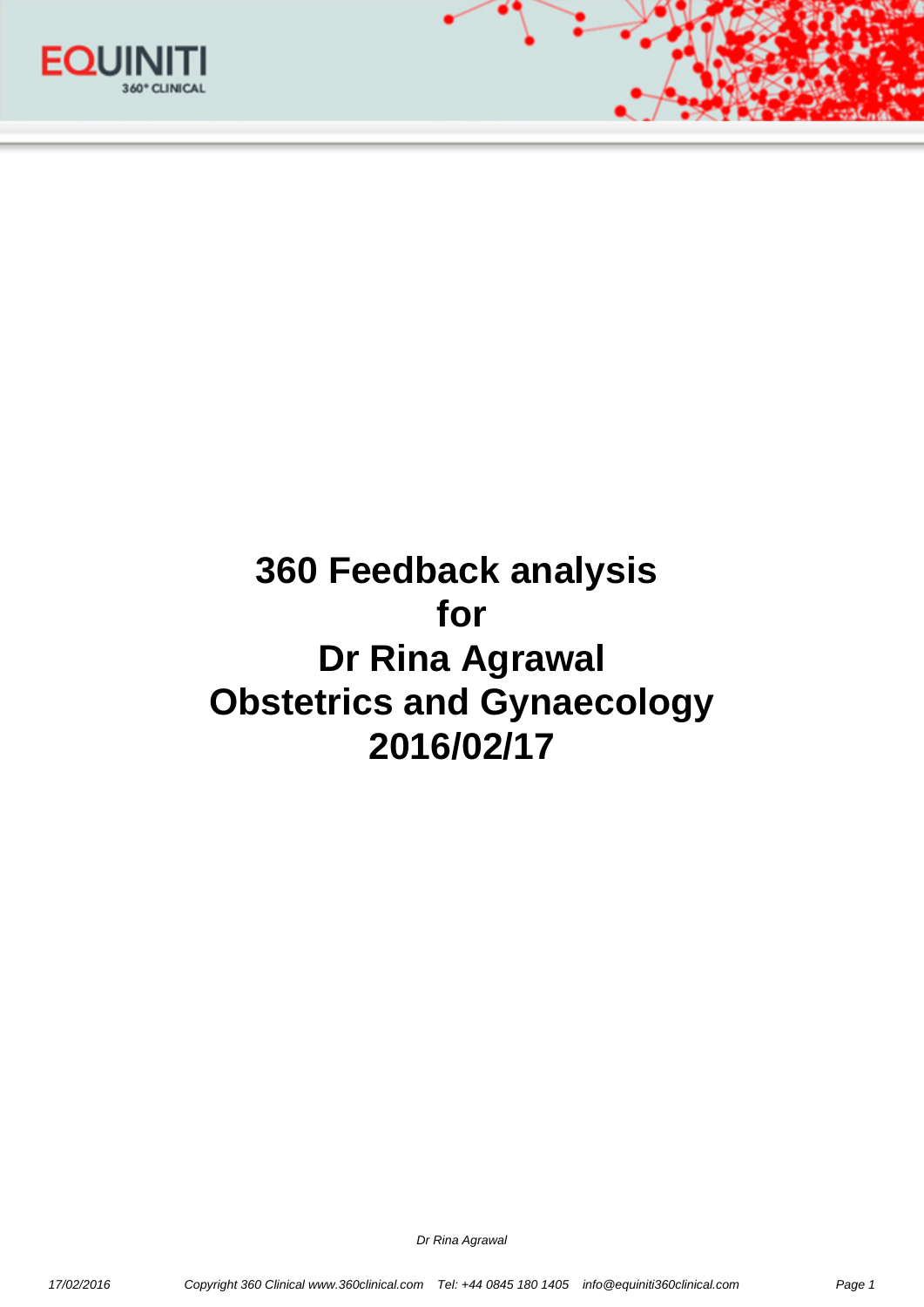# 360 Feedback analysis for Dr Rina Agrawal Obstetrics and Gynaecology 2016/02/17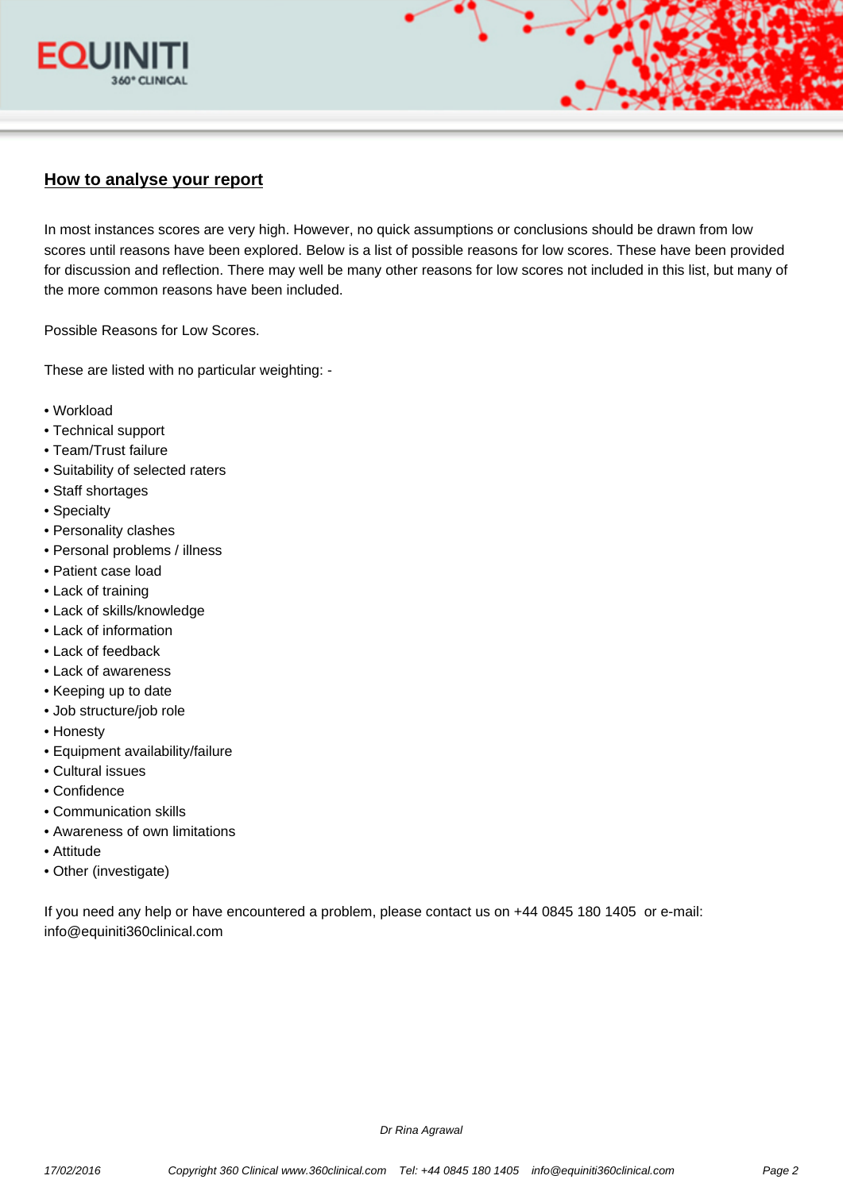## How to analyse your report

In most instances scores are very high. However, no quick assumptions or conclusions should be drawn from low scores until reasons have been explored. Below is a list of possible reasons for low scores. These have been provided for discussion and reflection. There may well be many other reasons for low scores not included in this list, but many of the more common reasons have been included.

Possible Reasons for Low Scores.

These are listed with no particular weighting: -

- Workload
- Technical support
- Team/Trust failure
- Suitability of selected raters
- Staff shortages
- Specialty
- Personality clashes
- Personal problems / illness
- Patient case load
- Lack of training
- Lack of skills/knowledge
- Lack of information
- Lack of feedback
- Lack of awareness
- Keeping up to date
- Job structure/job role
- Honesty
- Equipment availability/failure
- Cultural issues
- Confidence
- Communication skills
- Awareness of own limitations
- Attitude
- Other (investigate)

If you need any help or have encountered a problem, please contact us on +44 0845 180 1405 or e-mail: info@equiniti360clinical.com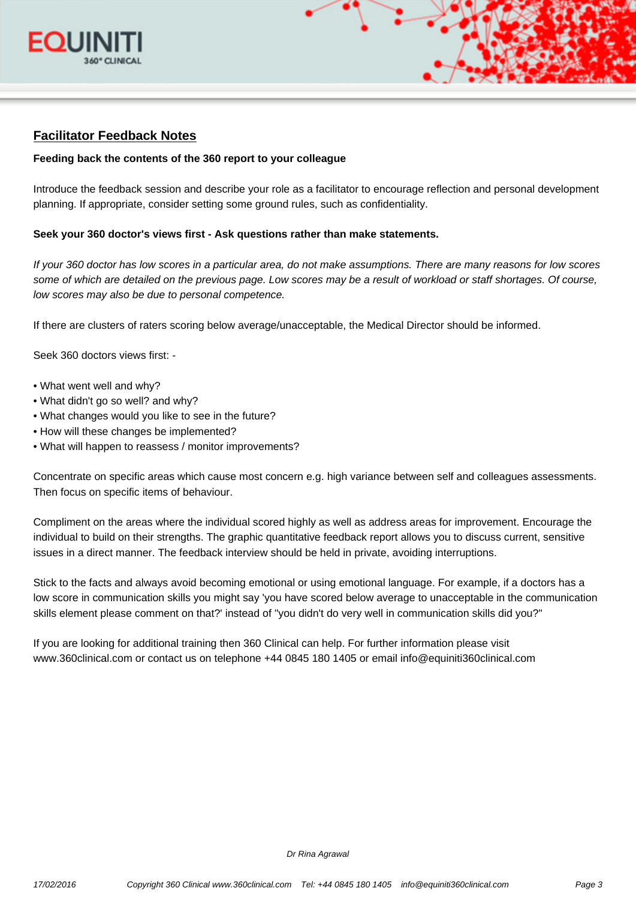## Facilitator Feedback Notes

**Feeding back the contents of the 360 report to your colleague**

Introduce the feedback session and describe your role as a facilitator to encourage reflection and personal development planning. If appropriate, consider setting some ground rules, such as confidentiality.

**Seek your 360 doctor's views first - Ask questions rather than make statements.**

*If your 360 doctor has low scores in a particular area, do not make assumptions. There are many reasons for low scores some of which are detailed on the previous page. Low scores may be a result of workload or staff shortages. Of course, low scores may also be due to personal competence.*

If there are clusters of raters scoring below average/unacceptable, the Medical Director should be informed.

Seek 360 doctors views first: -

- What went well and why?
- What didn't go so well? and why?
- What changes would you like to see in the future?
- How will these changes be implemented?
- What will happen to reassess / monitor improvements?

Concentrate on specific areas which cause most concern e.g. high variance between self and colleagues assessments. Then focus on specific items of behaviour.

Compliment on the areas where the individual scored highly as well as address areas for improvement. Encourage the individual to build on their strengths. The graphic quantitative feedback report allows you to discuss current, sensitive issues in a direct manner. The feedback interview should be held in private, avoiding interruptions.

Stick to the facts and always avoid becoming emotional or using emotional language. For example, if a doctors has a low score in communication skills you might say 'you have scored below average to unacceptable in the communication skills element please comment on that?' instead of "you didn't do very well in communication skills did you?"

If you are looking for additional training then 360 Clinical can help. For further information please visit www.360clinical.com or contact us on telephone +44 0845 180 1405 or email info@equiniti360clinical.com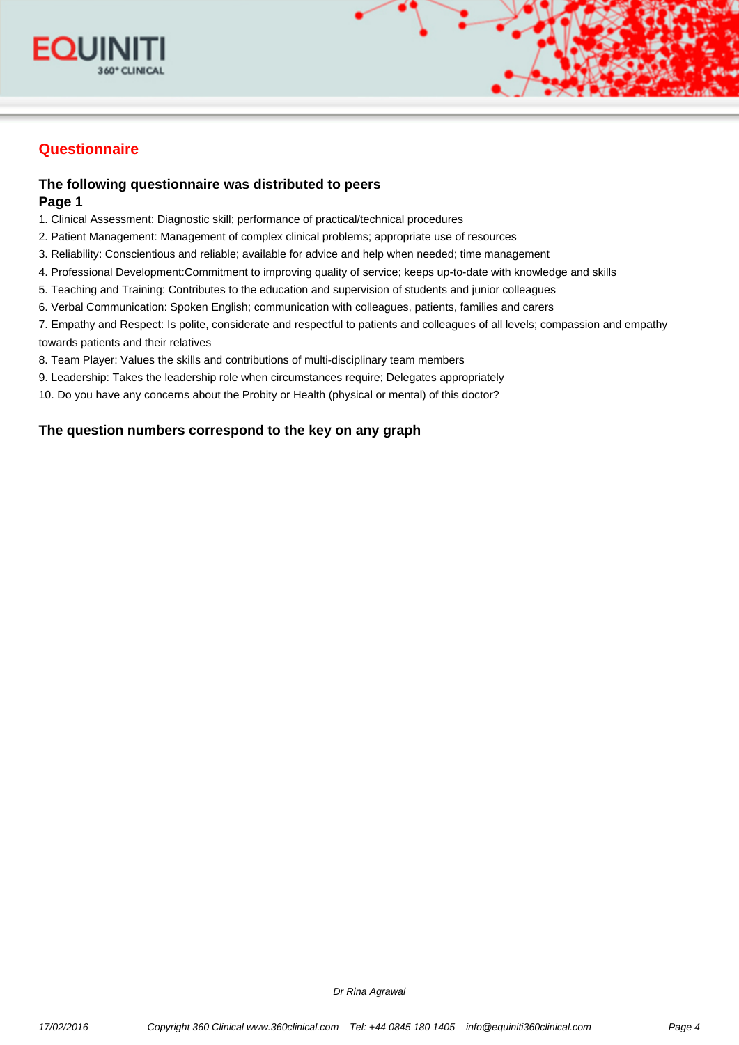## Questionnaire

**The following questionnaire was distributed to peers**
**Page 1**

1. Clinical Assessment: Diagnostic skill; performance of practical/technical procedures
2. Patient Management: Management of complex clinical problems; appropriate use of resources
3. Reliability: Conscientious and reliable; available for advice and help when needed; time management
4. Professional Development:Commitment to improving quality of service; keeps up-to-date with knowledge and skills
5. Teaching and Training: Contributes to the education and supervision of students and junior colleagues
6. Verbal Communication: Spoken English; communication with colleagues, patients, families and carers
7. Empathy and Respect: Is polite, considerate and respectful to patients and colleagues of all levels; compassion and empathy towards patients and their relatives
8. Team Player: Values the skills and contributions of multi-disciplinary team members
9. Leadership: Takes the leadership role when circumstances require; Delegates appropriately
10. Do you have any concerns about the Probity or Health (physical or mental) of this doctor?

**The question numbers correspond to the key on any graph**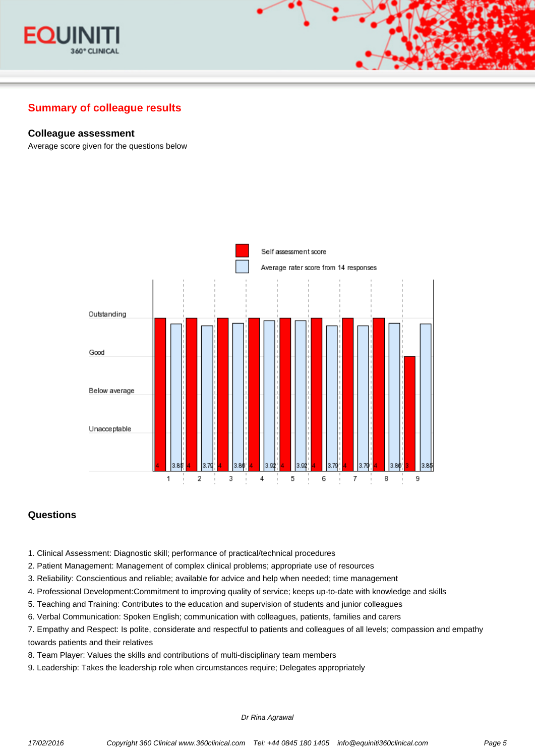## Summary of colleague results

### Colleague assessment

Average score given for the questions below

| Question | Self assessment score | Average rater score from 14 responses |
|---|---|---|
| 1 | 4 | 3.85 |
| 2 | 4 | 3.79 |
| 3 | 4 | 3.86 |
| 4 | 4 | 3.92 |
| 5 | 4 | 3.92 |
| 6 | 4 | 3.79 |
| 7 | 4 | 3.79 |
| 8 | 4 | 3.86 |
| 9 | 3 | 3.85 |

Scale: Unacceptable, Below average, Good, Outstanding

### Questions

1. Clinical Assessment: Diagnostic skill; performance of practical/technical procedures
2. Patient Management: Management of complex clinical problems; appropriate use of resources
3. Reliability: Conscientious and reliable; available for advice and help when needed; time management
4. Professional Development:Commitment to improving quality of service; keeps up-to-date with knowledge and skills
5. Teaching and Training: Contributes to the education and supervision of students and junior colleagues
6. Verbal Communication: Spoken English; communication with colleagues, patients, families and carers
7. Empathy and Respect: Is polite, considerate and respectful to patients and colleagues of all levels; compassion and empathy towards patients and their relatives
8. Team Player: Values the skills and contributions of multi-disciplinary team members
9. Leadership: Takes the leadership role when circumstances require; Delegates appropriately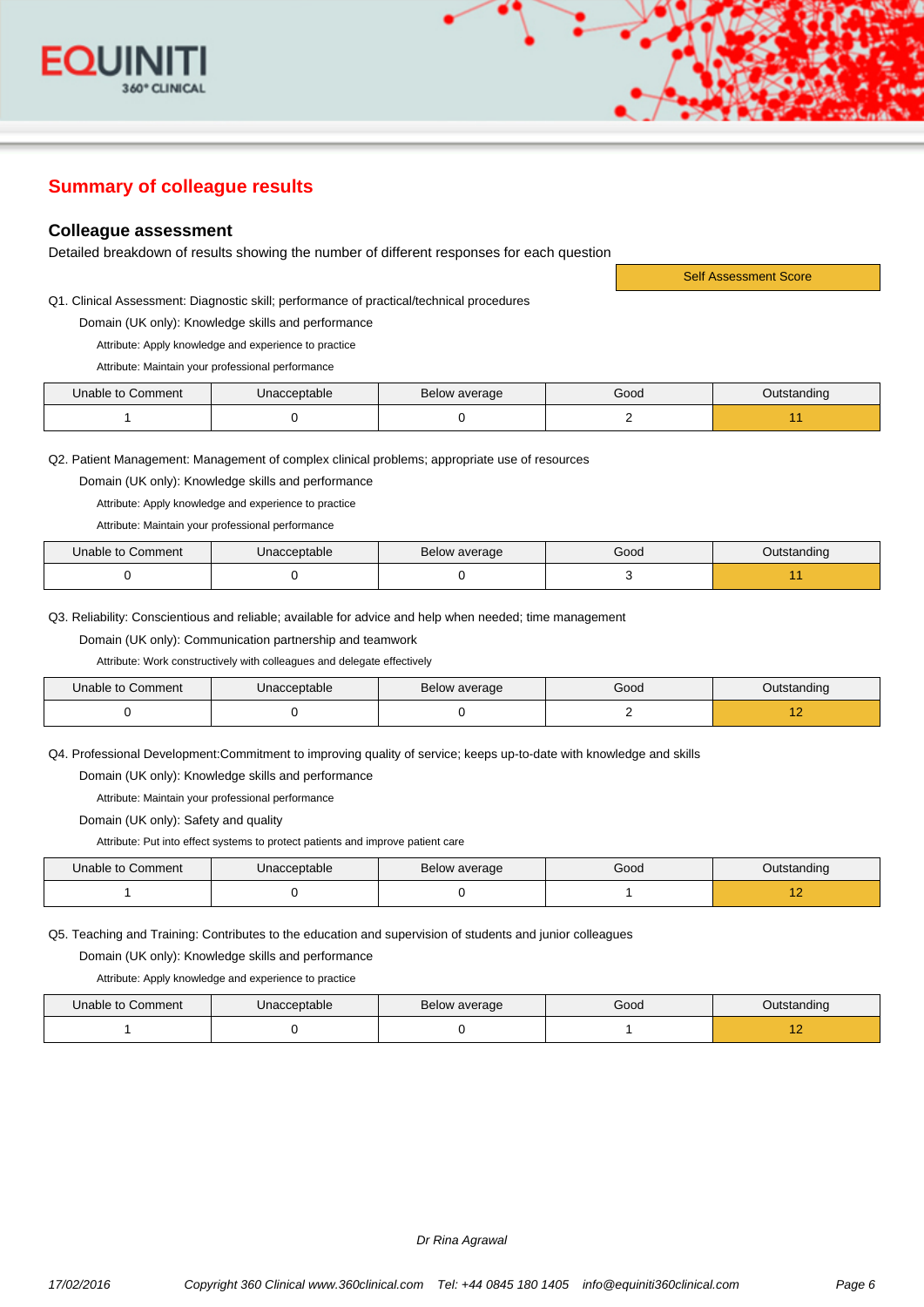## Summary of colleague results

### Colleague assessment

Detailed breakdown of results showing the number of different responses for each question

Self Assessment Score

Q1. Clinical Assessment: Diagnostic skill; performance of practical/technical procedures

Domain (UK only): Knowledge skills and performance

Attribute: Apply knowledge and experience to practice

Attribute: Maintain your professional performance

| Unable to Comment | Unacceptable | Below average | Good | Outstanding |
|---|---|---|---|---|
| 1 | 0 | 0 | 2 | 11 |

Q2. Patient Management: Management of complex clinical problems; appropriate use of resources

Domain (UK only): Knowledge skills and performance

Attribute: Apply knowledge and experience to practice

Attribute: Maintain your professional performance

| Unable to Comment | Unacceptable | Below average | Good | Outstanding |
|---|---|---|---|---|
| 0 | 0 | 0 | 3 | 11 |

Q3. Reliability: Conscientious and reliable; available for advice and help when needed; time management

Domain (UK only): Communication partnership and teamwork

Attribute: Work constructively with colleagues and delegate effectively

| Unable to Comment | Unacceptable | Below average | Good | Outstanding |
|---|---|---|---|---|
| 0 | 0 | 0 | 2 | 12 |

Q4. Professional Development:Commitment to improving quality of service; keeps up-to-date with knowledge and skills

Domain (UK only): Knowledge skills and performance

Attribute: Maintain your professional performance

Domain (UK only): Safety and quality

Attribute: Put into effect systems to protect patients and improve patient care

| Unable to Comment | Unacceptable | Below average | Good | Outstanding |
|---|---|---|---|---|
| 1 | 0 | 0 | 1 | 12 |

Q5. Teaching and Training: Contributes to the education and supervision of students and junior colleagues

Domain (UK only): Knowledge skills and performance

Attribute: Apply knowledge and experience to practice

| Unable to Comment | Unacceptable | Below average | Good | Outstanding |
|---|---|---|---|---|
| 1 | 0 | 0 | 1 | 12 |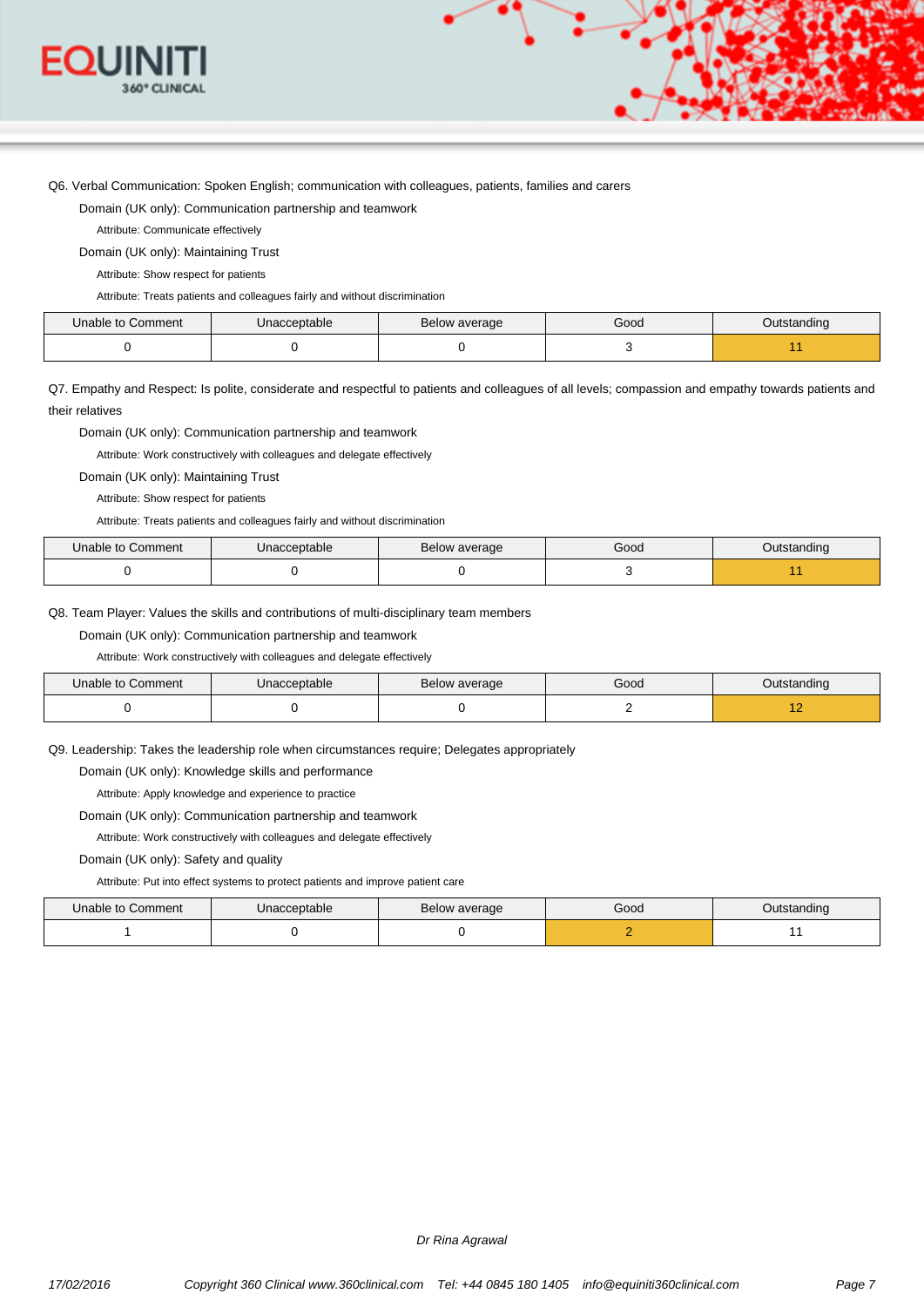Q6. Verbal Communication: Spoken English; communication with colleagues, patients, families and carers

Domain (UK only): Communication partnership and teamwork

Attribute: Communicate effectively

Domain (UK only): Maintaining Trust

Attribute: Show respect for patients

Attribute: Treats patients and colleagues fairly and without discrimination

| Unable to Comment | Unacceptable | Below average | Good | Outstanding |
|---|---|---|---|---|
| 0 | 0 | 0 | 3 | 11 |

Q7. Empathy and Respect: Is polite, considerate and respectful to patients and colleagues of all levels; compassion and empathy towards patients and their relatives

Domain (UK only): Communication partnership and teamwork

Attribute: Work constructively with colleagues and delegate effectively

Domain (UK only): Maintaining Trust

Attribute: Show respect for patients

Attribute: Treats patients and colleagues fairly and without discrimination

| Unable to Comment | Unacceptable | Below average | Good | Outstanding |
|---|---|---|---|---|
| 0 | 0 | 0 | 3 | 11 |

Q8. Team Player: Values the skills and contributions of multi-disciplinary team members

Domain (UK only): Communication partnership and teamwork

Attribute: Work constructively with colleagues and delegate effectively

| Unable to Comment | Unacceptable | Below average | Good | Outstanding |
|---|---|---|---|---|
| 0 | 0 | 0 | 2 | 12 |

Q9. Leadership: Takes the leadership role when circumstances require; Delegates appropriately

Domain (UK only): Knowledge skills and performance

Attribute: Apply knowledge and experience to practice

Domain (UK only): Communication partnership and teamwork

Attribute: Work constructively with colleagues and delegate effectively

Domain (UK only): Safety and quality

Attribute: Put into effect systems to protect patients and improve patient care

| Unable to Comment | Unacceptable | Below average | Good | Outstanding |
|---|---|---|---|---|
| 1 | 0 | 0 | 2 | 11 |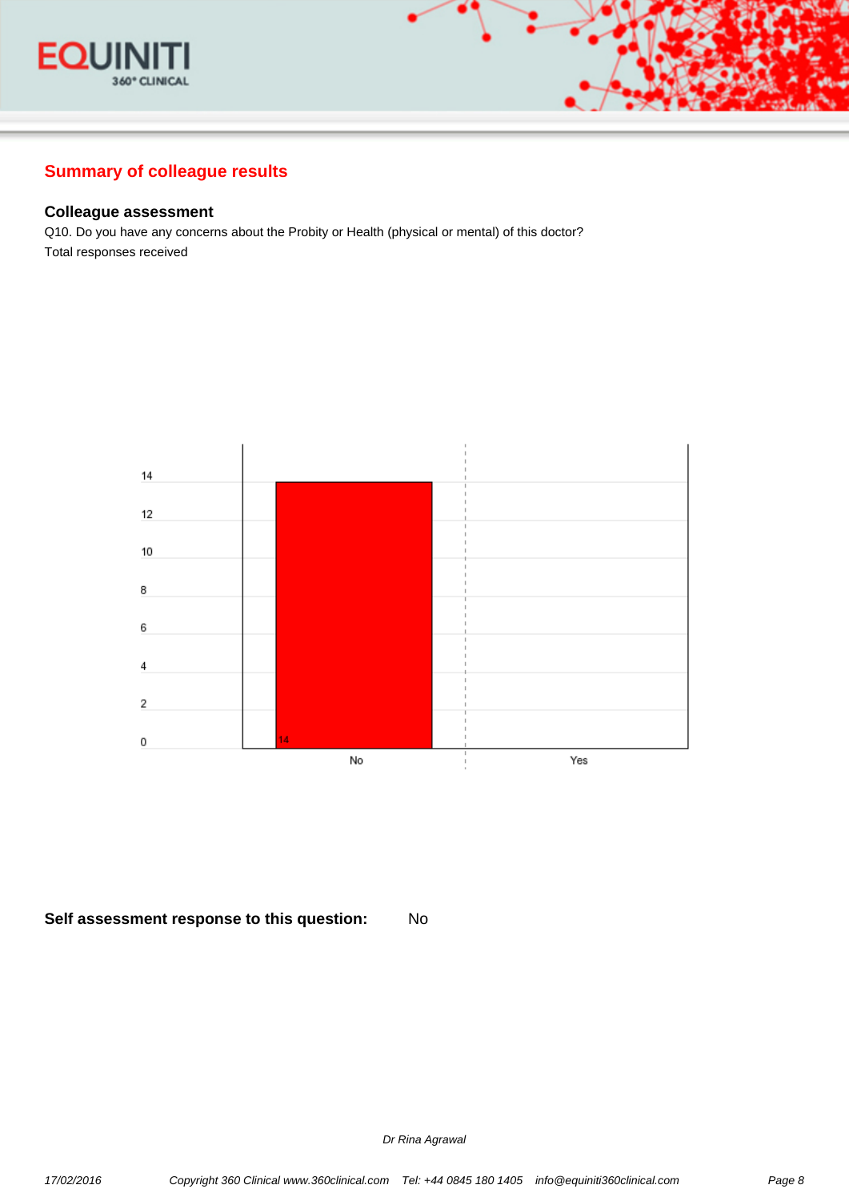## Summary of colleague results

### Colleague assessment

Q10. Do you have any concerns about the Probity or Health (physical or mental) of this doctor?

Total responses received

| Response | Count |
|---|---|
| No | 14 |
| Yes | |

**Self assessment response to this question:** No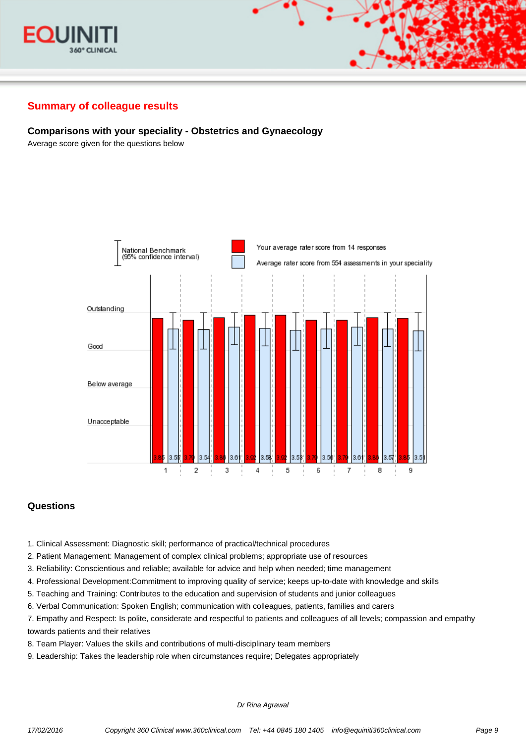## Summary of colleague results

### Comparisons with your speciality - Obstetrics and Gynaecology

Average score given for the questions below

National Benchmark (95% confidence interval)

Your average rater score from 14 responses

Average rater score from 554 assessments in your speciality

| Question | Your average rater score | Average rater score in your speciality |
|---|---|---|
| 1 | 3.85 | 3.55 |
| 2 | 3.79 | 3.54 |
| 3 | 3.86 | 3.61 |
| 4 | 3.92 | 3.58 |
| 5 | 3.92 | 3.53 |
| 6 | 3.79 | 3.56 |
| 7 | 3.79 | 3.61 |
| 8 | 3.86 | 3.57 |
| 9 | 3.85 | 3.51 |

Scale: Unacceptable, Below average, Good, Outstanding

### Questions

1. Clinical Assessment: Diagnostic skill; performance of practical/technical procedures
2. Patient Management: Management of complex clinical problems; appropriate use of resources
3. Reliability: Conscientious and reliable; available for advice and help when needed; time management
4. Professional Development:Commitment to improving quality of service; keeps up-to-date with knowledge and skills
5. Teaching and Training: Contributes to the education and supervision of students and junior colleagues
6. Verbal Communication: Spoken English; communication with colleagues, patients, families and carers
7. Empathy and Respect: Is polite, considerate and respectful to patients and colleagues of all levels; compassion and empathy towards patients and their relatives
8. Team Player: Values the skills and contributions of multi-disciplinary team members
9. Leadership: Takes the leadership role when circumstances require; Delegates appropriately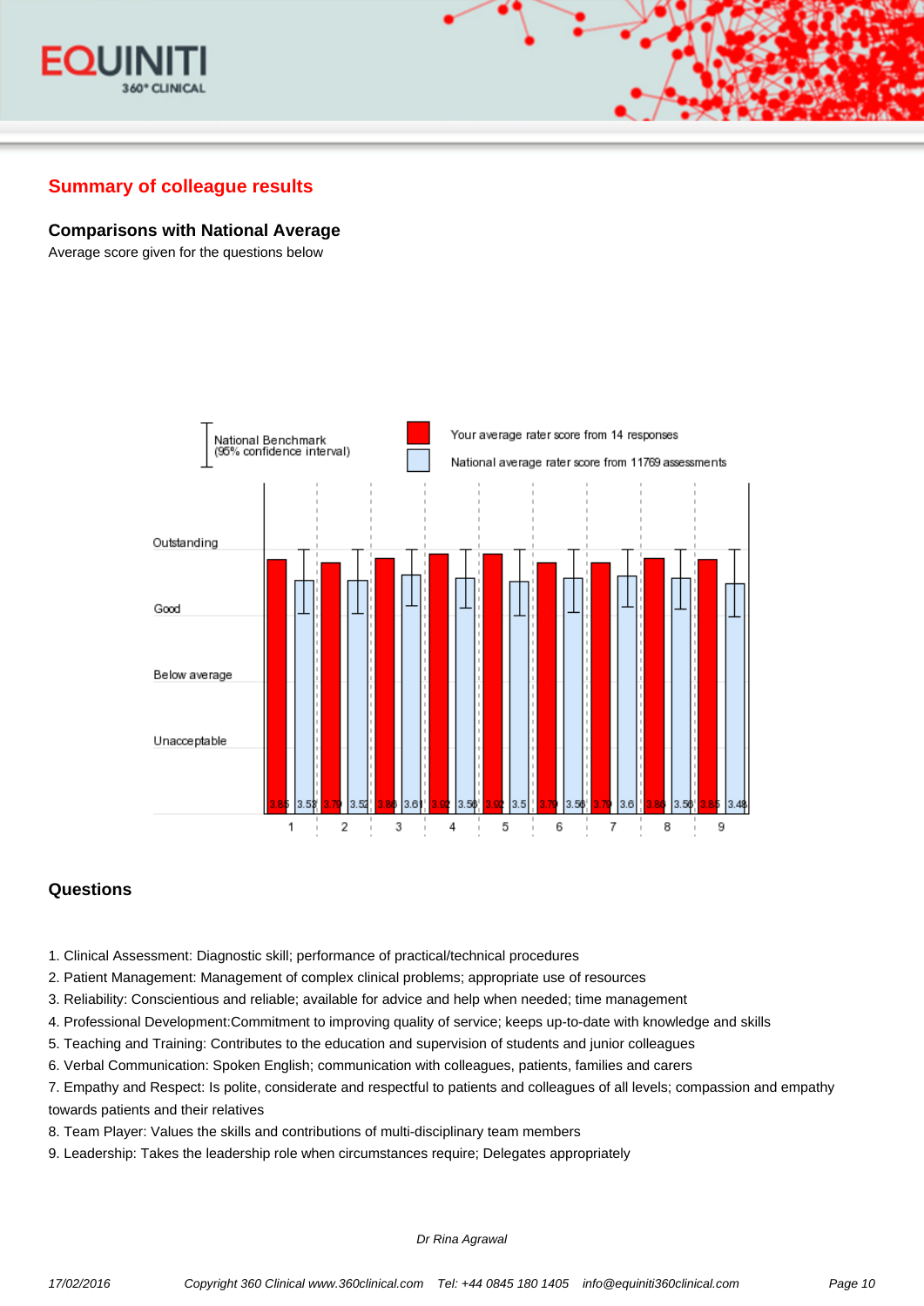## Summary of colleague results

### Comparisons with National Average

Average score given for the questions below

National Benchmark (95% confidence interval)

Your average rater score from 14 responses

National average rater score from 11769 assessments

| Question | Your average rater score | National average rater score |
|---|---|---|
| 1 | 3.85 | 3.53 |
| 2 | 3.79 | 3.52 |
| 3 | 3.86 | 3.61 |
| 4 | 3.92 | 3.56 |
| 5 | 3.92 | 3.5 |
| 6 | 3.79 | 3.56 |
| 7 | 3.79 | 3.6 |
| 8 | 3.86 | 3.56 |
| 9 | 3.85 | 3.48 |

Scale: Unacceptable, Below average, Good, Outstanding

### Questions

1. Clinical Assessment: Diagnostic skill; performance of practical/technical procedures
2. Patient Management: Management of complex clinical problems; appropriate use of resources
3. Reliability: Conscientious and reliable; available for advice and help when needed; time management
4. Professional Development:Commitment to improving quality of service; keeps up-to-date with knowledge and skills
5. Teaching and Training: Contributes to the education and supervision of students and junior colleagues
6. Verbal Communication: Spoken English; communication with colleagues, patients, families and carers
7. Empathy and Respect: Is polite, considerate and respectful to patients and colleagues of all levels; compassion and empathy towards patients and their relatives
8. Team Player: Values the skills and contributions of multi-disciplinary team members
9. Leadership: Takes the leadership role when circumstances require; Delegates appropriately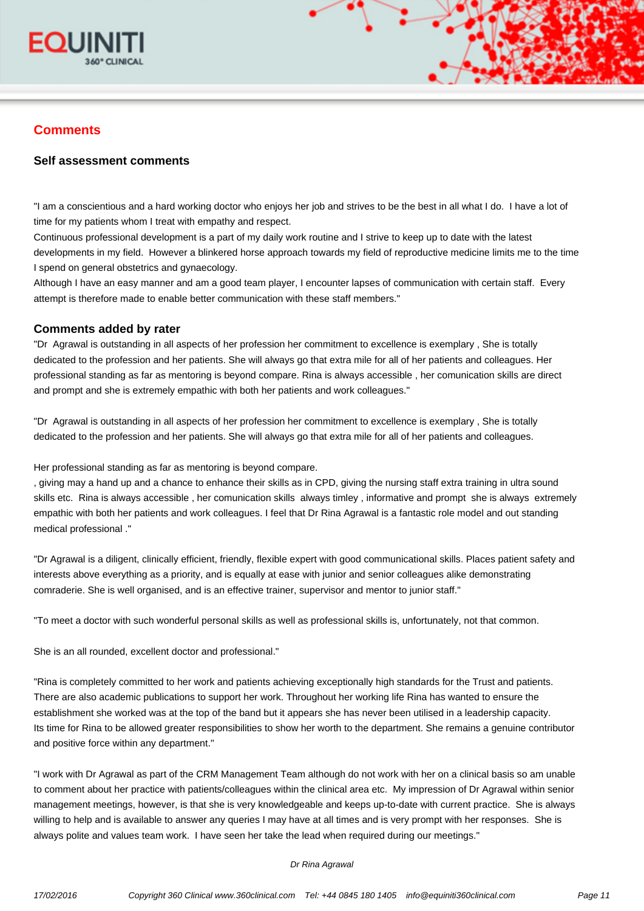## Comments

### Self assessment comments

"I am a conscientious and a hard working doctor who enjoys her job and strives to be the best in all what I do. I have a lot of time for my patients whom I treat with empathy and respect.
Continuous professional development is a part of my daily work routine and I strive to keep up to date with the latest developments in my field. However a blinkered horse approach towards my field of reproductive medicine limits me to the time I spend on general obstetrics and gynaecology.
Although I have an easy manner and am a good team player, I encounter lapses of communication with certain staff. Every attempt is therefore made to enable better communication with these staff members."

### Comments added by rater

"Dr Agrawal is outstanding in all aspects of her profession her commitment to excellence is exemplary , She is totally dedicated to the profession and her patients. She will always go that extra mile for all of her patients and colleagues. Her professional standing as far as mentoring is beyond compare. Rina is always accessible , her comunication skills are direct and prompt and she is extremely empathic with both her patients and work colleagues."

"Dr Agrawal is outstanding in all aspects of her profession her commitment to excellence is exemplary , She is totally dedicated to the profession and her patients. She will always go that extra mile for all of her patients and colleagues.

Her professional standing as far as mentoring is beyond compare.
, giving may a hand up and a chance to enhance their skills as in CPD, giving the nursing staff extra training in ultra sound skills etc. Rina is always accessible , her comunication skills always timley , informative and prompt she is always extremely empathic with both her patients and work colleagues. I feel that Dr Rina Agrawal is a fantastic role model and out standing medical professional ."

"Dr Agrawal is a diligent, clinically efficient, friendly, flexible expert with good communicational skills. Places patient safety and interests above everything as a priority, and is equally at ease with junior and senior colleagues alike demonstrating comraderie. She is well organised, and is an effective trainer, supervisor and mentor to junior staff."

"To meet a doctor with such wonderful personal skills as well as professional skills is, unfortunately, not that common.

She is an all rounded, excellent doctor and professional."

"Rina is completely committed to her work and patients achieving exceptionally high standards for the Trust and patients. There are also academic publications to support her work. Throughout her working life Rina has wanted to ensure the establishment she worked was at the top of the band but it appears she has never been utilised in a leadership capacity.
Its time for Rina to be allowed greater responsibilities to show her worth to the department. She remains a genuine contributor and positive force within any department."

"I work with Dr Agrawal as part of the CRM Management Team although do not work with her on a clinical basis so am unable to comment about her practice with patients/colleagues within the clinical area etc. My impression of Dr Agrawal within senior management meetings, however, is that she is very knowledgeable and keeps up-to-date with current practice. She is always willing to help and is available to answer any queries I may have at all times and is very prompt with her responses. She is always polite and values team work. I have seen her take the lead when required during our meetings."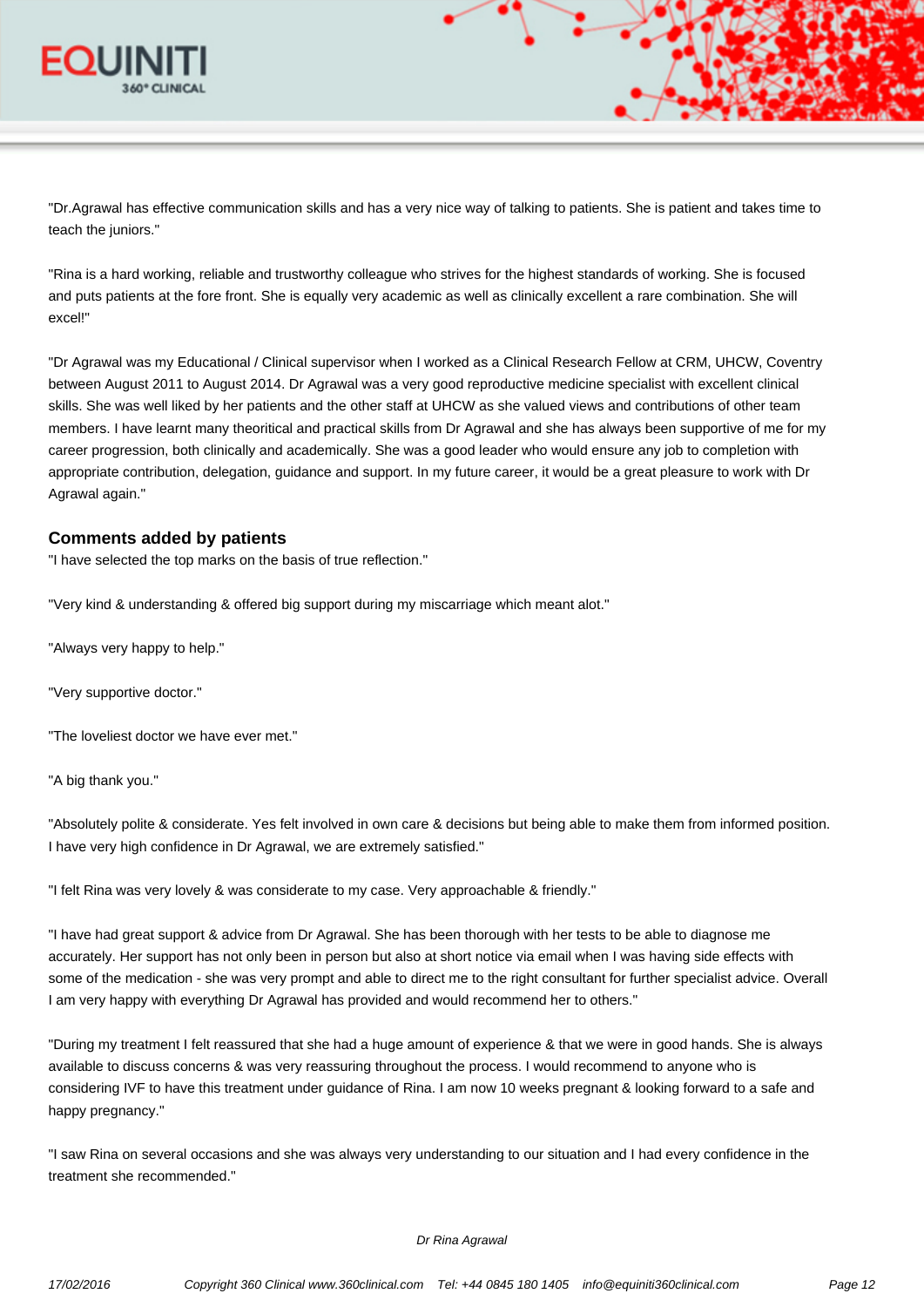"Dr.Agrawal has effective communication skills and has a very nice way of talking to patients. She is patient and takes time to teach the juniors."

"Rina is a hard working, reliable and trustworthy colleague who strives for the highest standards of working. She is focused and puts patients at the fore front. She is equally very academic as well as clinically excellent a rare combination. She will excel!"

"Dr Agrawal was my Educational / Clinical supervisor when I worked as a Clinical Research Fellow at CRM, UHCW, Coventry between August 2011 to August 2014. Dr Agrawal was a very good reproductive medicine specialist with excellent clinical skills. She was well liked by her patients and the other staff at UHCW as she valued views and contributions of other team members. I have learnt many theoritical and practical skills from Dr Agrawal and she has always been supportive of me for my career progression, both clinically and academically. She was a good leader who would ensure any job to completion with appropriate contribution, delegation, guidance and support. In my future career, it would be a great pleasure to work with Dr Agrawal again."

### Comments added by patients

"I have selected the top marks on the basis of true reflection."

"Very kind & understanding & offered big support during my miscarriage which meant alot."

"Always very happy to help."

"Very supportive doctor."

"The loveliest doctor we have ever met."

"A big thank you."

"Absolutely polite & considerate. Yes felt involved in own care & decisions but being able to make them from informed position. I have very high confidence in Dr Agrawal, we are extremely satisfied."

"I felt Rina was very lovely & was considerate to my case. Very approachable & friendly."

"I have had great support & advice from Dr Agrawal. She has been thorough with her tests to be able to diagnose me accurately. Her support has not only been in person but also at short notice via email when I was having side effects with some of the medication - she was very prompt and able to direct me to the right consultant for further specialist advice. Overall I am very happy with everything Dr Agrawal has provided and would recommend her to others."

"During my treatment I felt reassured that she had a huge amount of experience & that we were in good hands. She is always available to discuss concerns & was very reassuring throughout the process. I would recommend to anyone who is considering IVF to have this treatment under guidance of Rina. I am now 10 weeks pregnant & looking forward to a safe and happy pregnancy."

"I saw Rina on several occasions and she was always very understanding to our situation and I had every confidence in the treatment she recommended."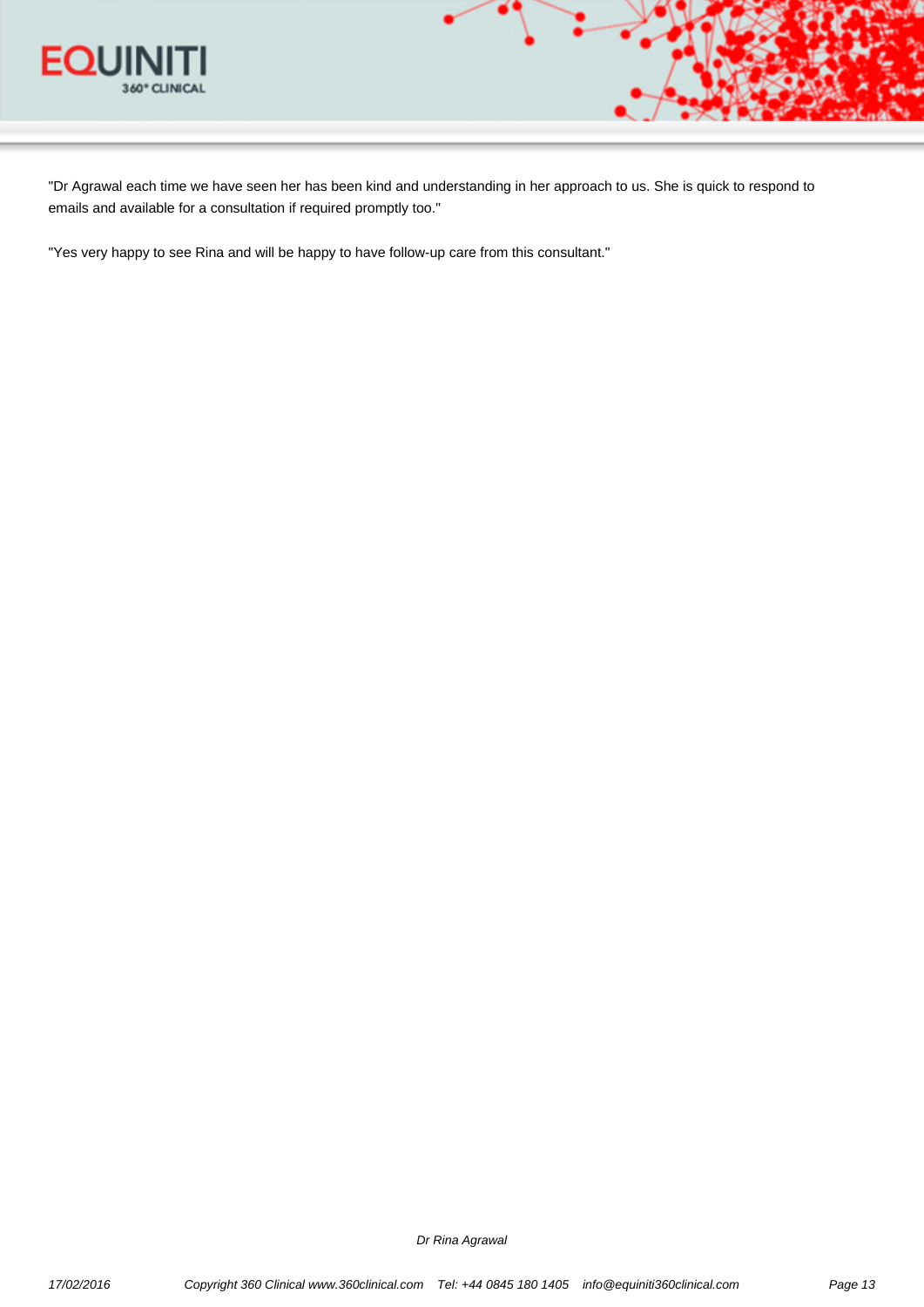"Dr Agrawal each time we have seen her has been kind and understanding in her approach to us. She is quick to respond to emails and available for a consultation if required promptly too."

"Yes very happy to see Rina and will be happy to have follow-up care from this consultant."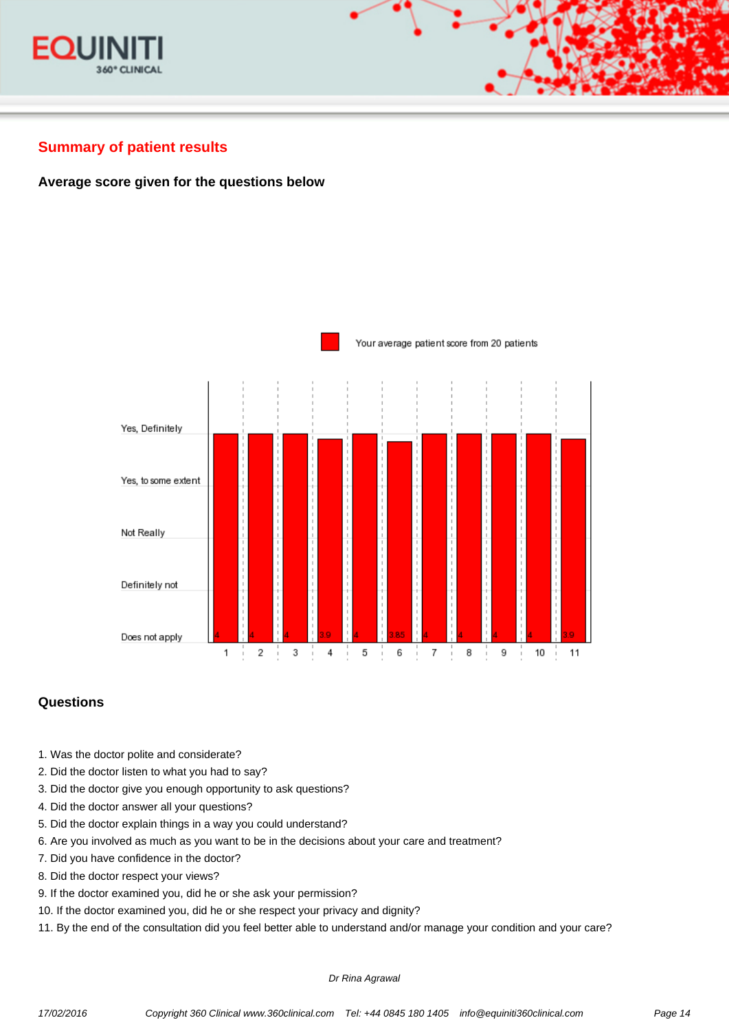## Summary of patient results

### Average score given for the questions below

Your average patient score from 20 patients

| Question | 1 | 2 | 3 | 4 | 5 | 6 | 7 | 8 | 9 | 10 | 11 |
|---|---|---|---|---|---|---|---|---|---|---|---|
| Score | 4 | 4 | 4 | 3.9 | 4 | 3.85 | 4 | 4 | 4 | 4 | 3.9 |

Scale: Yes, Definitely / Yes, to some extent / Not Really / Definitely not / Does not apply

### Questions

1. Was the doctor polite and considerate?
2. Did the doctor listen to what you had to say?
3. Did the doctor give you enough opportunity to ask questions?
4. Did the doctor answer all your questions?
5. Did the doctor explain things in a way you could understand?
6. Are you involved as much as you want to be in the decisions about your care and treatment?
7. Did you have confidence in the doctor?
8. Did the doctor respect your views?
9. If the doctor examined you, did he or she ask your permission?
10. If the doctor examined you, did he or she respect your privacy and dignity?
11. By the end of the consultation did you feel better able to understand and/or manage your condition and your care?

*Dr Rina Agrawal*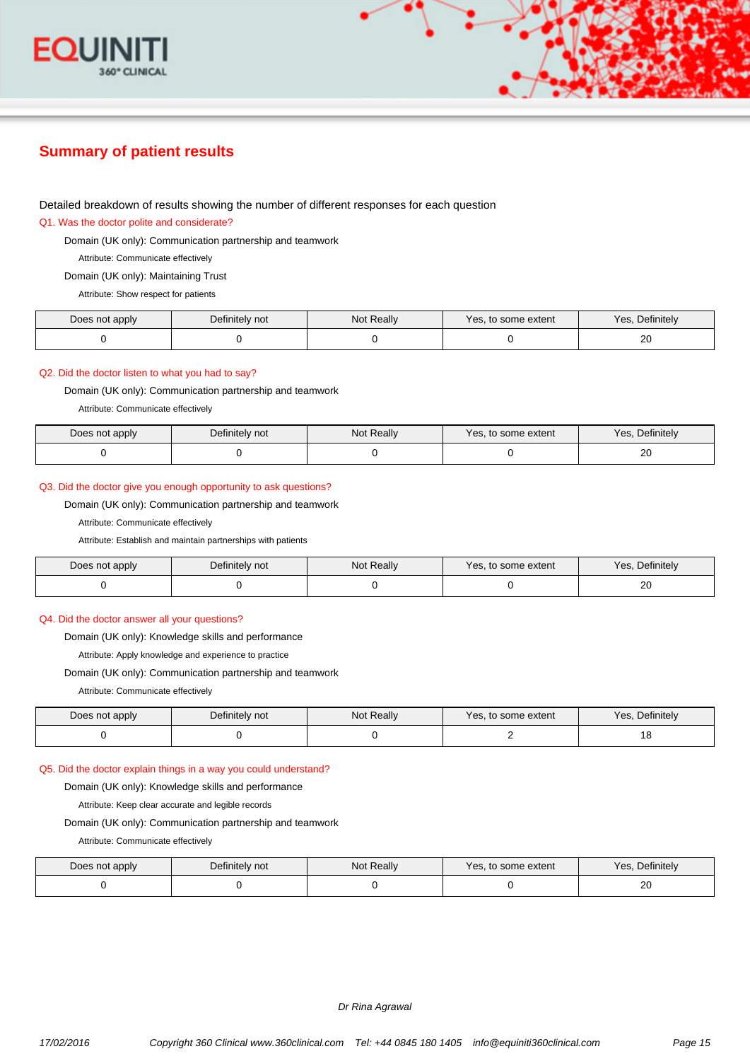## Summary of patient results

Detailed breakdown of results showing the number of different responses for each question

### Q1. Was the doctor polite and considerate?

Domain (UK only): Communication partnership and teamwork

Attribute: Communicate effectively

Domain (UK only): Maintaining Trust

Attribute: Show respect for patients

| Does not apply | Definitely not | Not Really | Yes, to some extent | Yes, Definitely |
|---|---|---|---|---|
| 0 | 0 | 0 | 0 | 20 |

### Q2. Did the doctor listen to what you had to say?

Domain (UK only): Communication partnership and teamwork

Attribute: Communicate effectively

| Does not apply | Definitely not | Not Really | Yes, to some extent | Yes, Definitely |
|---|---|---|---|---|
| 0 | 0 | 0 | 0 | 20 |

### Q3. Did the doctor give you enough opportunity to ask questions?

Domain (UK only): Communication partnership and teamwork

Attribute: Communicate effectively

Attribute: Establish and maintain partnerships with patients

| Does not apply | Definitely not | Not Really | Yes, to some extent | Yes, Definitely |
|---|---|---|---|---|
| 0 | 0 | 0 | 0 | 20 |

### Q4. Did the doctor answer all your questions?

Domain (UK only): Knowledge skills and performance

Attribute: Apply knowledge and experience to practice

Domain (UK only): Communication partnership and teamwork

Attribute: Communicate effectively

| Does not apply | Definitely not | Not Really | Yes, to some extent | Yes, Definitely |
|---|---|---|---|---|
| 0 | 0 | 0 | 2 | 18 |

### Q5. Did the doctor explain things in a way you could understand?

Domain (UK only): Knowledge skills and performance

Attribute: Keep clear accurate and legible records

Domain (UK only): Communication partnership and teamwork

Attribute: Communicate effectively

| Does not apply | Definitely not | Not Really | Yes, to some extent | Yes, Definitely |
|---|---|---|---|---|
| 0 | 0 | 0 | 0 | 20 |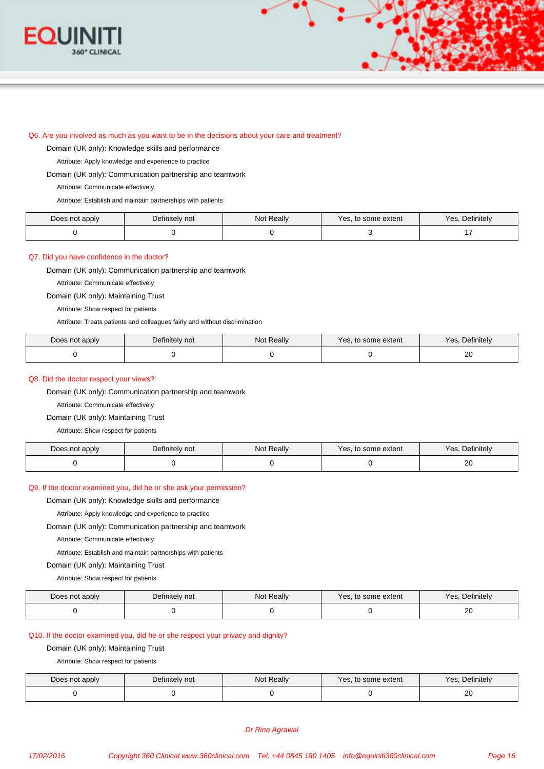Q6. Are you involved as much as you want to be in the decisions about your care and treatment?

Domain (UK only): Knowledge skills and performance

Attribute: Apply knowledge and experience to practice

Domain (UK only): Communication partnership and teamwork

Attribute: Communicate effectively

Attribute: Establish and maintain partnerships with patients

| Does not apply | Definitely not | Not Really | Yes, to some extent | Yes, Definitely |
|---|---|---|---|---|
| 0 | 0 | 0 | 3 | 17 |

Q7. Did you have confidence in the doctor?

Domain (UK only): Communication partnership and teamwork

Attribute: Communicate effectively

Domain (UK only): Maintaining Trust

Attribute: Show respect for patients

Attribute: Treats patients and colleagues fairly and without discrimination

| Does not apply | Definitely not | Not Really | Yes, to some extent | Yes, Definitely |
|---|---|---|---|---|
| 0 | 0 | 0 | 0 | 20 |

Q8. Did the doctor respect your views?

Domain (UK only): Communication partnership and teamwork

Attribute: Communicate effectively

Domain (UK only): Maintaining Trust

Attribute: Show respect for patients

| Does not apply | Definitely not | Not Really | Yes, to some extent | Yes, Definitely |
|---|---|---|---|---|
| 0 | 0 | 0 | 0 | 20 |

Q9. If the doctor examined you, did he or she ask your permission?

Domain (UK only): Knowledge skills and performance

Attribute: Apply knowledge and experience to practice

Domain (UK only): Communication partnership and teamwork

Attribute: Communicate effectively

Attribute: Establish and maintain partnerships with patients

Domain (UK only): Maintaining Trust

Attribute: Show respect for patients

| Does not apply | Definitely not | Not Really | Yes, to some extent | Yes, Definitely |
|---|---|---|---|---|
| 0 | 0 | 0 | 0 | 20 |

Q10. If the doctor examined you, did he or she respect your privacy and dignity?

Domain (UK only): Maintaining Trust

Attribute: Show respect for patients

| Does not apply | Definitely not | Not Really | Yes, to some extent | Yes, Definitely |
|---|---|---|---|---|
| 0 | 0 | 0 | 0 | 20 |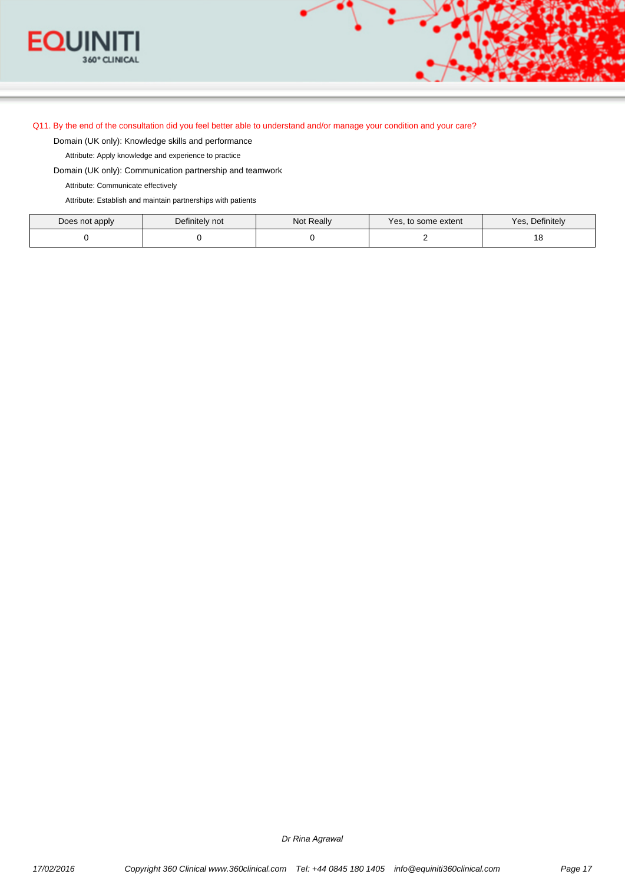Q11. By the end of the consultation did you feel better able to understand and/or manage your condition and your care?

Domain (UK only): Knowledge skills and performance

Attribute: Apply knowledge and experience to practice

Domain (UK only): Communication partnership and teamwork

Attribute: Communicate effectively

Attribute: Establish and maintain partnerships with patients

| Does not apply | Definitely not | Not Really | Yes, to some extent | Yes, Definitely |
|---|---|---|---|---|
| 0 | 0 | 0 | 2 | 18 |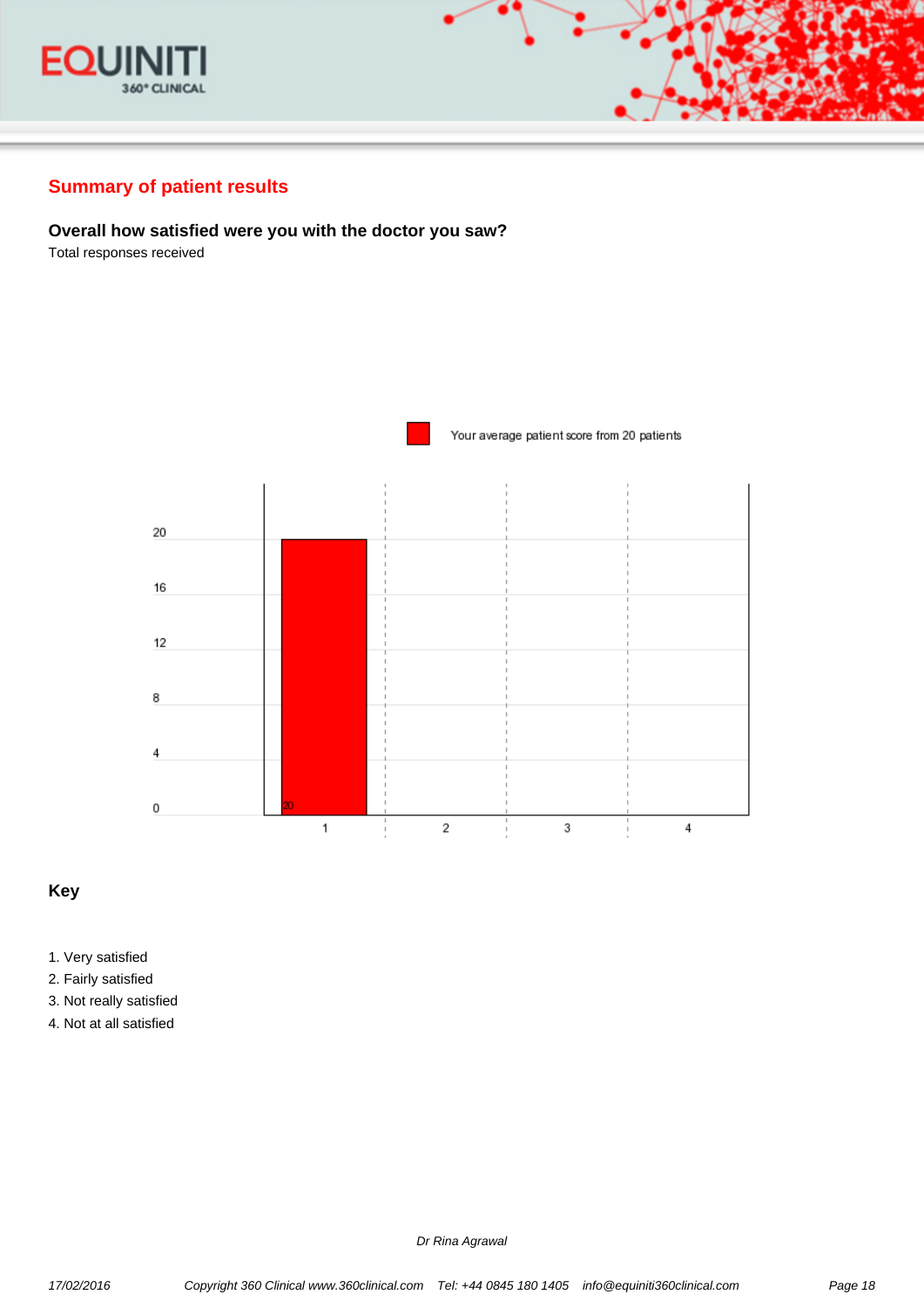## Summary of patient results

### Overall how satisfied were you with the doctor you saw?

Total responses received

Your average patient score from 20 patients

20
16
12
8
4
0

20

1
2
3
4

### Key

1. Very satisfied
2. Fairly satisfied
3. Not really satisfied
4. Not at all satisfied

*Dr Rina Agrawal*